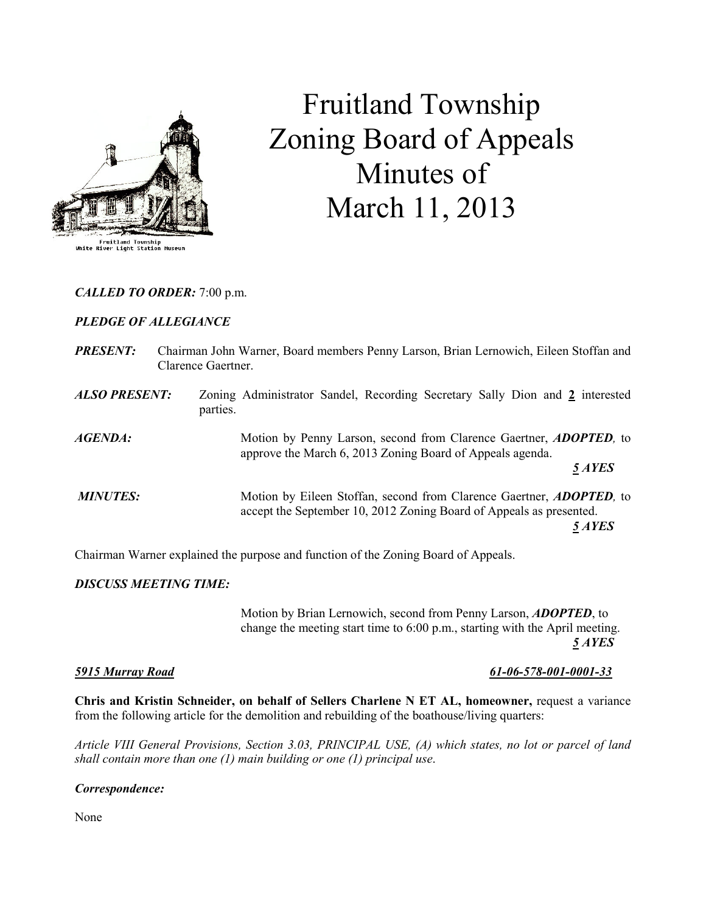# Fruitland Township Zoning Board of Appeals Minutes of March 11, 2013

Fruitland Township
White River Light Station Museum

***CALLED TO ORDER:*** 7:00 p.m.

***PLEDGE OF ALLEGIANCE***

***PRESENT:*** Chairman John Warner, Board members Penny Larson, Brian Lernowich, Eileen Stoffan and Clarence Gaertner.

***ALSO PRESENT:*** Zoning Administrator Sandel, Recording Secretary Sally Dion and **2** interested parties.

***AGENDA:*** Motion by Penny Larson, second from Clarence Gaertner, ***ADOPTED***, to approve the March 6, 2013 Zoning Board of Appeals agenda.

***5 AYES***

***MINUTES:*** Motion by Eileen Stoffan, second from Clarence Gaertner, ***ADOPTED***, to accept the September 10, 2012 Zoning Board of Appeals as presented.

***5 AYES***

Chairman Warner explained the purpose and function of the Zoning Board of Appeals.

***DISCUSS MEETING TIME:***

Motion by Brian Lernowich, second from Penny Larson, ***ADOPTED***, to change the meeting start time to 6:00 p.m., starting with the April meeting.

***5 AYES***

***5915 Murray Road*** ***61-06-578-001-0001-33***

**Chris and Kristin Schneider, on behalf of Sellers Charlene N ET AL, homeowner,** request a variance from the following article for the demolition and rebuilding of the boathouse/living quarters:

*Article VIII General Provisions, Section 3.03, PRINCIPAL USE, (A) which states, no lot or parcel of land shall contain more than one (1) main building or one (1) principal use.*

***Correspondence:***

None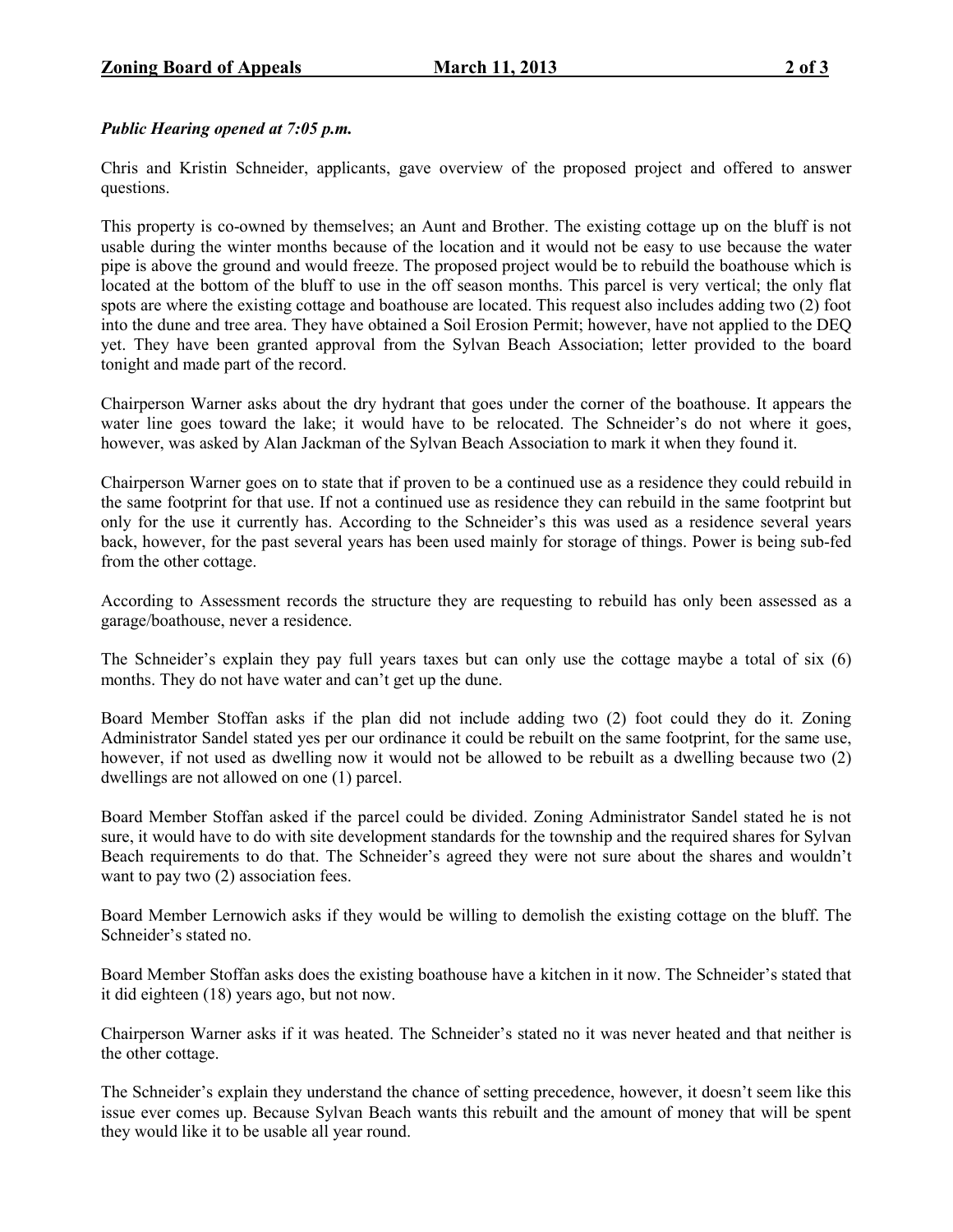***Public Hearing opened at 7:05 p.m.***

Chris and Kristin Schneider, applicants, gave overview of the proposed project and offered to answer questions.

This property is co-owned by themselves; an Aunt and Brother. The existing cottage up on the bluff is not usable during the winter months because of the location and it would not be easy to use because the water pipe is above the ground and would freeze. The proposed project would be to rebuild the boathouse which is located at the bottom of the bluff to use in the off season months. This parcel is very vertical; the only flat spots are where the existing cottage and boathouse are located. This request also includes adding two (2) foot into the dune and tree area. They have obtained a Soil Erosion Permit; however, have not applied to the DEQ yet. They have been granted approval from the Sylvan Beach Association; letter provided to the board tonight and made part of the record.

Chairperson Warner asks about the dry hydrant that goes under the corner of the boathouse. It appears the water line goes toward the lake; it would have to be relocated. The Schneider's do not where it goes, however, was asked by Alan Jackman of the Sylvan Beach Association to mark it when they found it.

Chairperson Warner goes on to state that if proven to be a continued use as a residence they could rebuild in the same footprint for that use. If not a continued use as residence they can rebuild in the same footprint but only for the use it currently has. According to the Schneider's this was used as a residence several years back, however, for the past several years has been used mainly for storage of things. Power is being sub-fed from the other cottage.

According to Assessment records the structure they are requesting to rebuild has only been assessed as a garage/boathouse, never a residence.

The Schneider's explain they pay full years taxes but can only use the cottage maybe a total of six (6) months. They do not have water and can't get up the dune.

Board Member Stoffan asks if the plan did not include adding two (2) foot could they do it. Zoning Administrator Sandel stated yes per our ordinance it could be rebuilt on the same footprint, for the same use, however, if not used as dwelling now it would not be allowed to be rebuilt as a dwelling because two (2) dwellings are not allowed on one (1) parcel.

Board Member Stoffan asked if the parcel could be divided. Zoning Administrator Sandel stated he is not sure, it would have to do with site development standards for the township and the required shares for Sylvan Beach requirements to do that. The Schneider's agreed they were not sure about the shares and wouldn't want to pay two (2) association fees.

Board Member Lernowich asks if they would be willing to demolish the existing cottage on the bluff. The Schneider's stated no.

Board Member Stoffan asks does the existing boathouse have a kitchen in it now. The Schneider's stated that it did eighteen (18) years ago, but not now.

Chairperson Warner asks if it was heated. The Schneider's stated no it was never heated and that neither is the other cottage.

The Schneider's explain they understand the chance of setting precedence, however, it doesn't seem like this issue ever comes up. Because Sylvan Beach wants this rebuilt and the amount of money that will be spent they would like it to be usable all year round.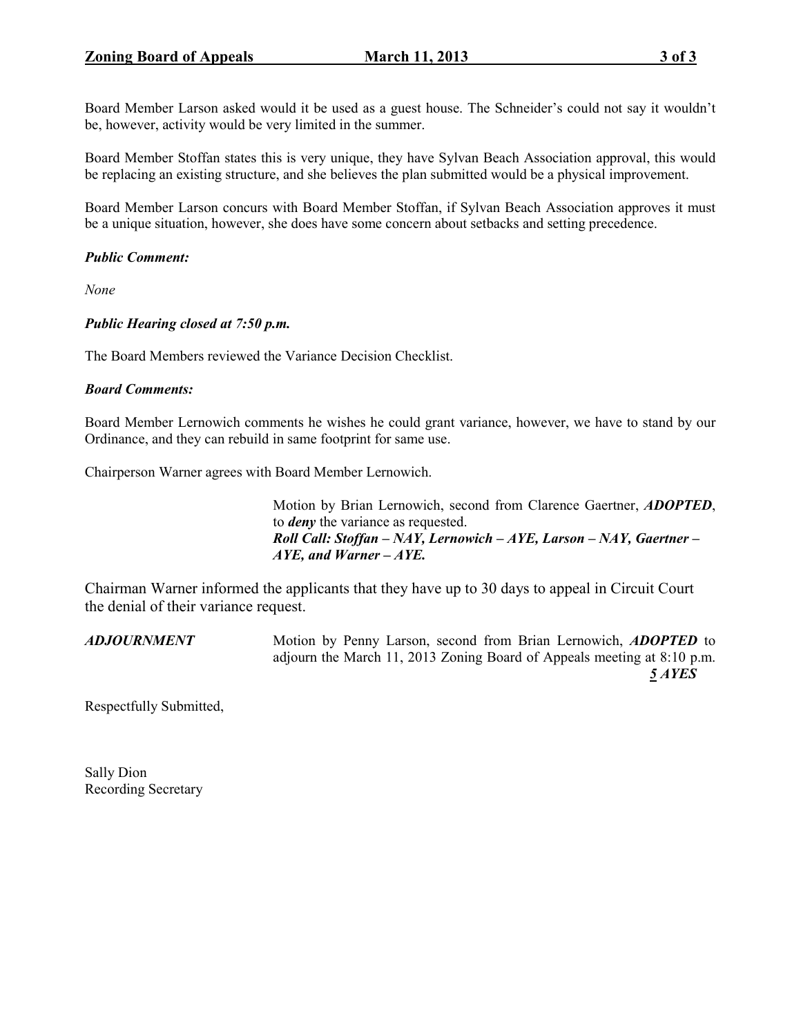Board Member Larson asked would it be used as a guest house. The Schneider's could not say it wouldn't be, however, activity would be very limited in the summer.

Board Member Stoffan states this is very unique, they have Sylvan Beach Association approval, this would be replacing an existing structure, and she believes the plan submitted would be a physical improvement.

Board Member Larson concurs with Board Member Stoffan, if Sylvan Beach Association approves it must be a unique situation, however, she does have some concern about setbacks and setting precedence.

***Public Comment:***

*None*

***Public Hearing closed at 7:50 p.m.***

The Board Members reviewed the Variance Decision Checklist.

***Board Comments:***

Board Member Lernowich comments he wishes he could grant variance, however, we have to stand by our Ordinance, and they can rebuild in same footprint for same use.

Chairperson Warner agrees with Board Member Lernowich.

Motion by Brian Lernowich, second from Clarence Gaertner, ***ADOPTED***, to ***deny*** the variance as requested.
***Roll Call: Stoffan – NAY, Lernowich – AYE, Larson – NAY, Gaertner – AYE, and Warner – AYE.***

Chairman Warner informed the applicants that they have up to 30 days to appeal in Circuit Court the denial of their variance request.

***ADJOURNMENT*** Motion by Penny Larson, second from Brian Lernowich, ***ADOPTED*** to adjourn the March 11, 2013 Zoning Board of Appeals meeting at 8:10 p.m.
***5 AYES***

Respectfully Submitted,

Sally Dion
Recording Secretary